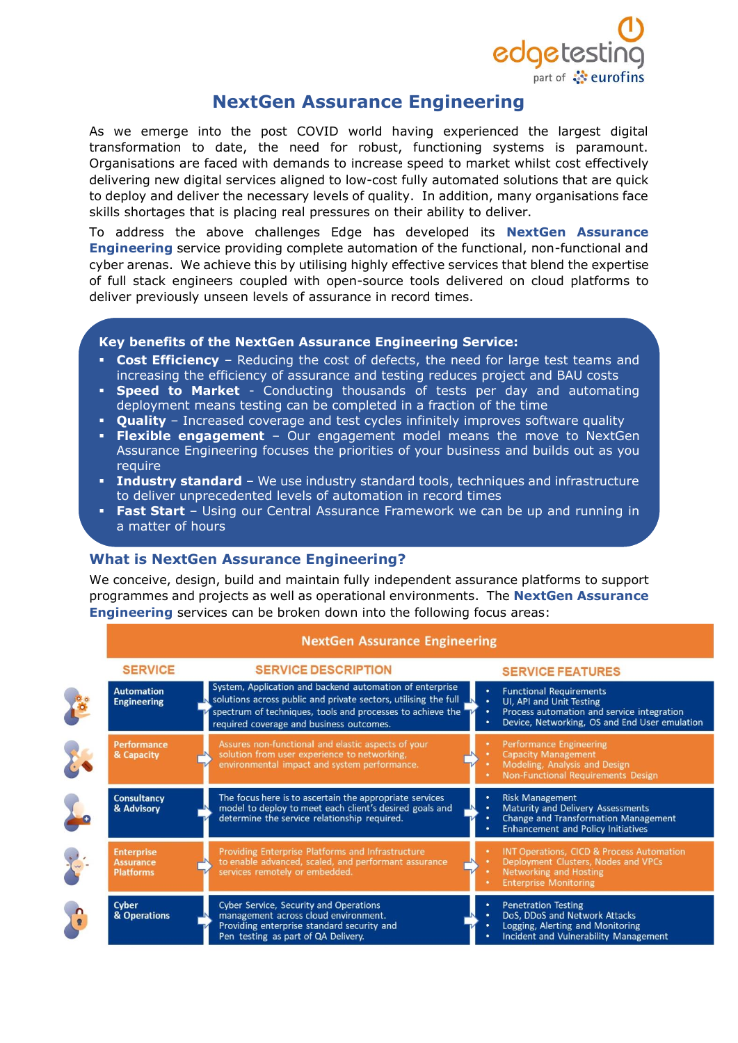# NextGen Assurance Engineering

As we emerge into the post COVID world having experienced the largest digital transformation to date, the need for robust, functioning systems is paramount. Organisations are faced with demands to increase speed to market whilst cost effectively delivering new digital services aligned to low-cost fully automated solutions that are quick to deploy and deliver the necessary levels of quality. In addition, many organisations face skills shortages that is placing real pressures on their ability to deliver.

To address the above challenges Edge has developed its **NextGen Assurance Engineering** service providing complete automation of the functional, non-functional and cyber arenas. We achieve this by utilising highly effective services that blend the expertise of full stack engineers coupled with open-source tools delivered on cloud platforms to deliver previously unseen levels of assurance in record times.

**Key benefits of the NextGen Assurance Engineering Service:**

- **Cost Efficiency** – Reducing the cost of defects, the need for large test teams and increasing the efficiency of assurance and testing reduces project and BAU costs
- **Speed to Market** - Conducting thousands of tests per day and automating deployment means testing can be completed in a fraction of the time
- **Quality** – Increased coverage and test cycles infinitely improves software quality
- **Flexible engagement** – Our engagement model means the move to NextGen Assurance Engineering focuses the priorities of your business and builds out as you require
- **Industry standard** – We use industry standard tools, techniques and infrastructure to deliver unprecedented levels of automation in record times
- **Fast Start** – Using our Central Assurance Framework we can be up and running in a matter of hours

## What is NextGen Assurance Engineering?

We conceive, design, build and maintain fully independent assurance platforms to support programmes and projects as well as operational environments. The **NextGen Assurance Engineering** services can be broken down into the following focus areas:

**NextGen Assurance Engineering**

| SERVICE | SERVICE DESCRIPTION | SERVICE FEATURES |
| --- | --- | --- |
| Automation Engineering | System, Application and backend automation of enterprise solutions across public and private sectors, utilising the full spectrum of techniques, tools and processes to achieve the required coverage and business outcomes. | • Functional Requirements<br>• UI, API and Unit Testing<br>• Process automation and service integration<br>• Device, Networking, OS and End User emulation |
| Performance & Capacity | Assures non-functional and elastic aspects of your solution from user experience to networking, environmental impact and system performance. | • Performance Engineering<br>• Capacity Management<br>• Modeling, Analysis and Design<br>• Non-Functional Requirements Design |
| Consultancy & Advisory | The focus here is to ascertain the appropriate services model to deploy to meet each client's desired goals and determine the service relationship required. | • Risk Management<br>• Maturity and Delivery Assessments<br>• Change and Transformation Management<br>• Enhancement and Policy Initiatives |
| Enterprise Assurance Platforms | Providing Enterprise Platforms and Infrastructure to enable advanced, scaled, and performant assurance services remotely or embedded. | • INT Operations, CICD & Process Automation<br>• Deployment Clusters, Nodes and VPCs<br>• Networking and Hosting<br>• Enterprise Monitoring |
| Cyber & Operations | Cyber Service, Security and Operations management across cloud environment. Providing enterprise standard security and Pen testing as part of QA Delivery. | • Penetration Testing<br>• DoS, DDoS and Network Attacks<br>• Logging, Alerting and Monitoring<br>• Incident and Vulnerability Management |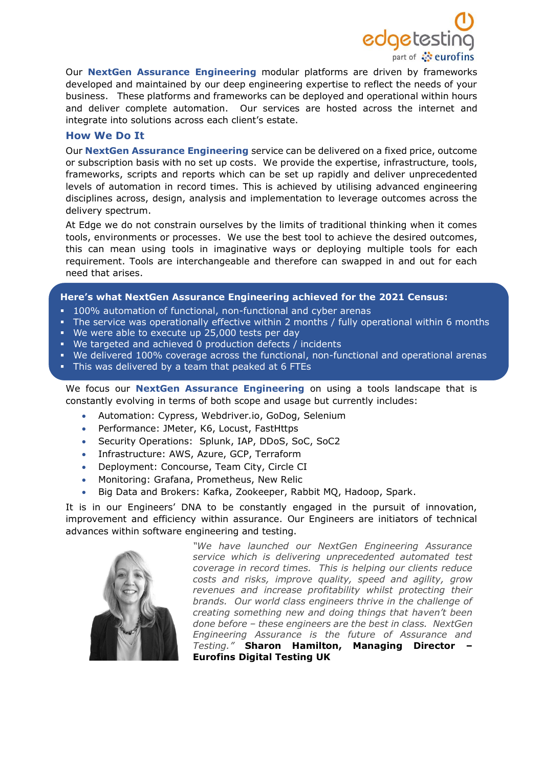Our **NextGen Assurance Engineering** modular platforms are driven by frameworks developed and maintained by our deep engineering expertise to reflect the needs of your business. These platforms and frameworks can be deployed and operational within hours and deliver complete automation. Our services are hosted across the internet and integrate into solutions across each client's estate.

## How We Do It

Our **NextGen Assurance Engineering** service can be delivered on a fixed price, outcome or subscription basis with no set up costs. We provide the expertise, infrastructure, tools, frameworks, scripts and reports which can be set up rapidly and deliver unprecedented levels of automation in record times. This is achieved by utilising advanced engineering disciplines across, design, analysis and implementation to leverage outcomes across the delivery spectrum.

At Edge we do not constrain ourselves by the limits of traditional thinking when it comes tools, environments or processes. We use the best tool to achieve the desired outcomes, this can mean using tools in imaginative ways or deploying multiple tools for each requirement. Tools are interchangeable and therefore can swapped in and out for each need that arises.

**Here's what NextGen Assurance Engineering achieved for the 2021 Census:**

- 100% automation of functional, non-functional and cyber arenas
- The service was operationally effective within 2 months / fully operational within 6 months
- We were able to execute up 25,000 tests per day
- We targeted and achieved 0 production defects / incidents
- We delivered 100% coverage across the functional, non-functional and operational arenas
- This was delivered by a team that peaked at 6 FTEs

We focus our **NextGen Assurance Engineering** on using a tools landscape that is constantly evolving in terms of both scope and usage but currently includes:

- Automation: Cypress, Webdriver.io, GoDog, Selenium
- Performance: JMeter, K6, Locust, FastHttps
- Security Operations: Splunk, IAP, DDoS, SoC, SoC2
- Infrastructure: AWS, Azure, GCP, Terraform
- Deployment: Concourse, Team City, Circle CI
- Monitoring: Grafana, Prometheus, New Relic
- Big Data and Brokers: Kafka, Zookeeper, Rabbit MQ, Hadoop, Spark.

It is in our Engineers' DNA to be constantly engaged in the pursuit of innovation, improvement and efficiency within assurance. Our Engineers are initiators of technical advances within software engineering and testing.

*"We have launched our NextGen Engineering Assurance service which is delivering unprecedented automated test coverage in record times. This is helping our clients reduce costs and risks, improve quality, speed and agility, grow revenues and increase profitability whilst protecting their brands. Our world class engineers thrive in the challenge of creating something new and doing things that haven't been done before – these engineers are the best in class. NextGen Engineering Assurance is the future of Assurance and Testing."* **Sharon Hamilton, Managing Director – Eurofins Digital Testing UK**